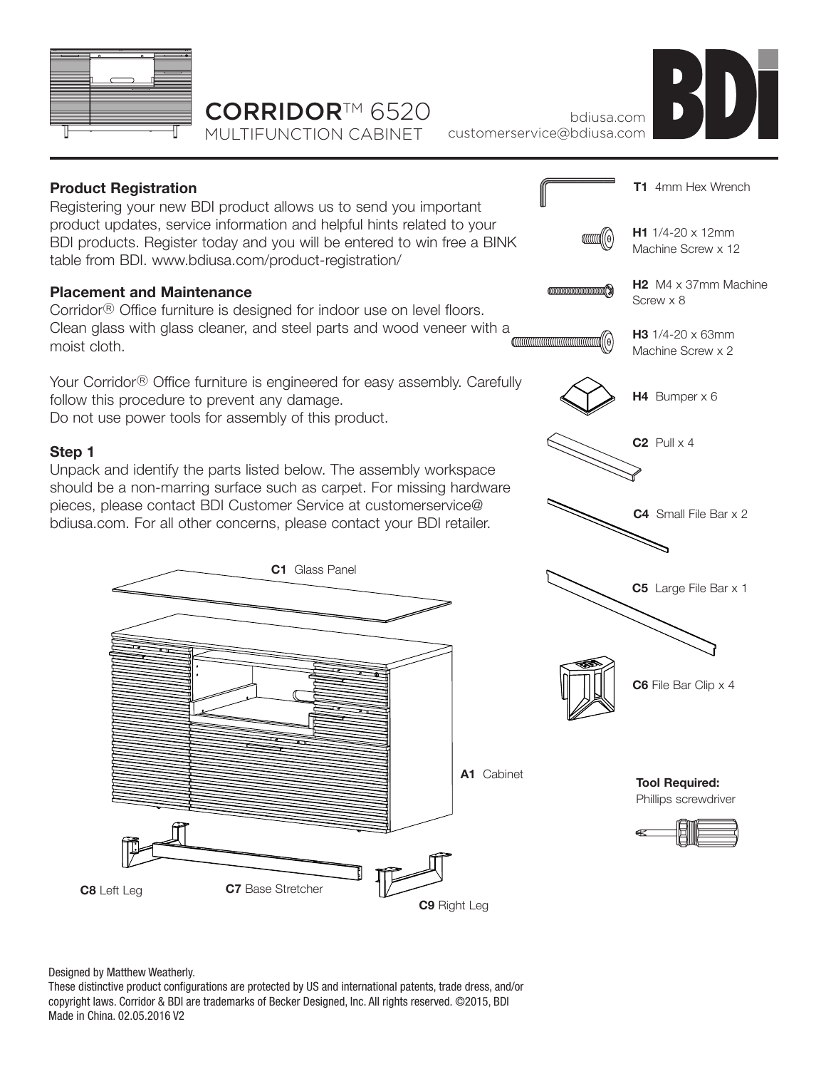# CORRIDOR™ 6520
MULTIFUNCTION CABINET

bdiusa.com
customerservice@bdiusa.com

BDI

### Product Registration

Registering your new BDI product allows us to send you important product updates, service information and helpful hints related to your BDI products. Register today and you will be entered to win free a BINK table from BDI. www.bdiusa.com/product-registration/

### Placement and Maintenance

Corridor® Office furniture is designed for indoor use on level floors. Clean glass with glass cleaner, and steel parts and wood veneer with a moist cloth.

Your Corridor® Office furniture is engineered for easy assembly. Carefully follow this procedure to prevent any damage.
Do not use power tools for assembly of this product.

### Step 1

Unpack and identify the parts listed below. The assembly workspace should be a non-marring surface such as carpet. For missing hardware pieces, please contact BDI Customer Service at customerservice@bdiusa.com. For all other concerns, please contact your BDI retailer.

**C1** Glass Panel

**A1** Cabinet

**C8** Left Leg

**C7** Base Stretcher

**C9** Right Leg

**T1** 4mm Hex Wrench

**H1** 1/4-20 x 12mm Machine Screw x 12

**H2** M4 x 37mm Machine Screw x 8

**H3** 1/4-20 x 63mm Machine Screw x 2

**H4** Bumper x 6

**C2** Pull x 4

**C4** Small File Bar x 2

**C5** Large File Bar x 1

**C6** File Bar Clip x 4

**Tool Required:**
Phillips screwdriver

Designed by Matthew Weatherly.
These distinctive product configurations are protected by US and international patents, trade dress, and/or copyright laws. Corridor & BDI are trademarks of Becker Designed, Inc. All rights reserved. ©2015, BDI
Made in China. 02.05.2016 V2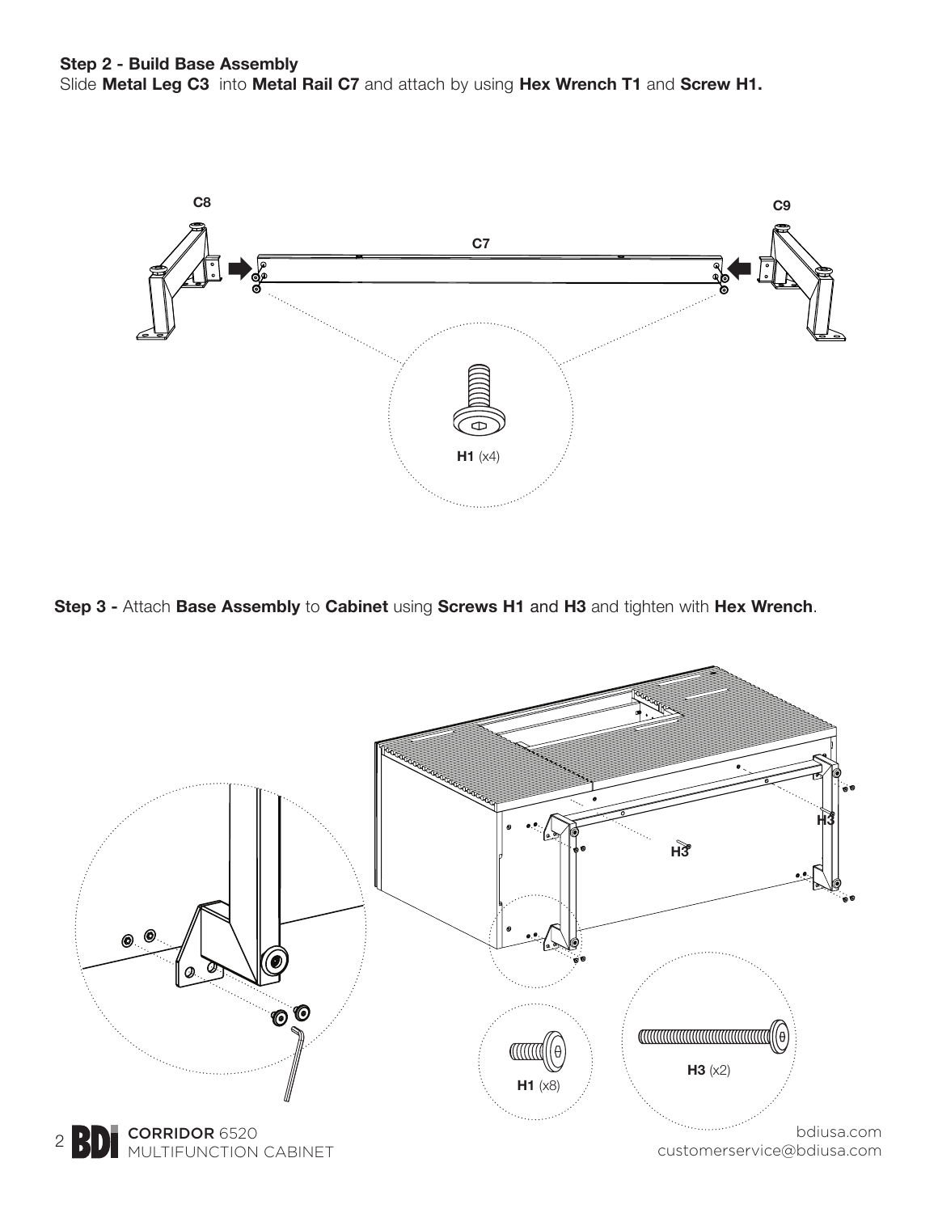**Step 2 - Build Base Assembly**

Slide **Metal Leg C3** into **Metal Rail C7** and attach by using **Hex Wrench T1** and **Screw H1.**

C8

C7

C9

**H1** (x4)

**Step 3 -** Attach **Base Assembly** to **Cabinet** using **Screws H1** and **H3** and tighten with **Hex Wrench**.

H3

H3

**H1** (x8)

**H3** (x2)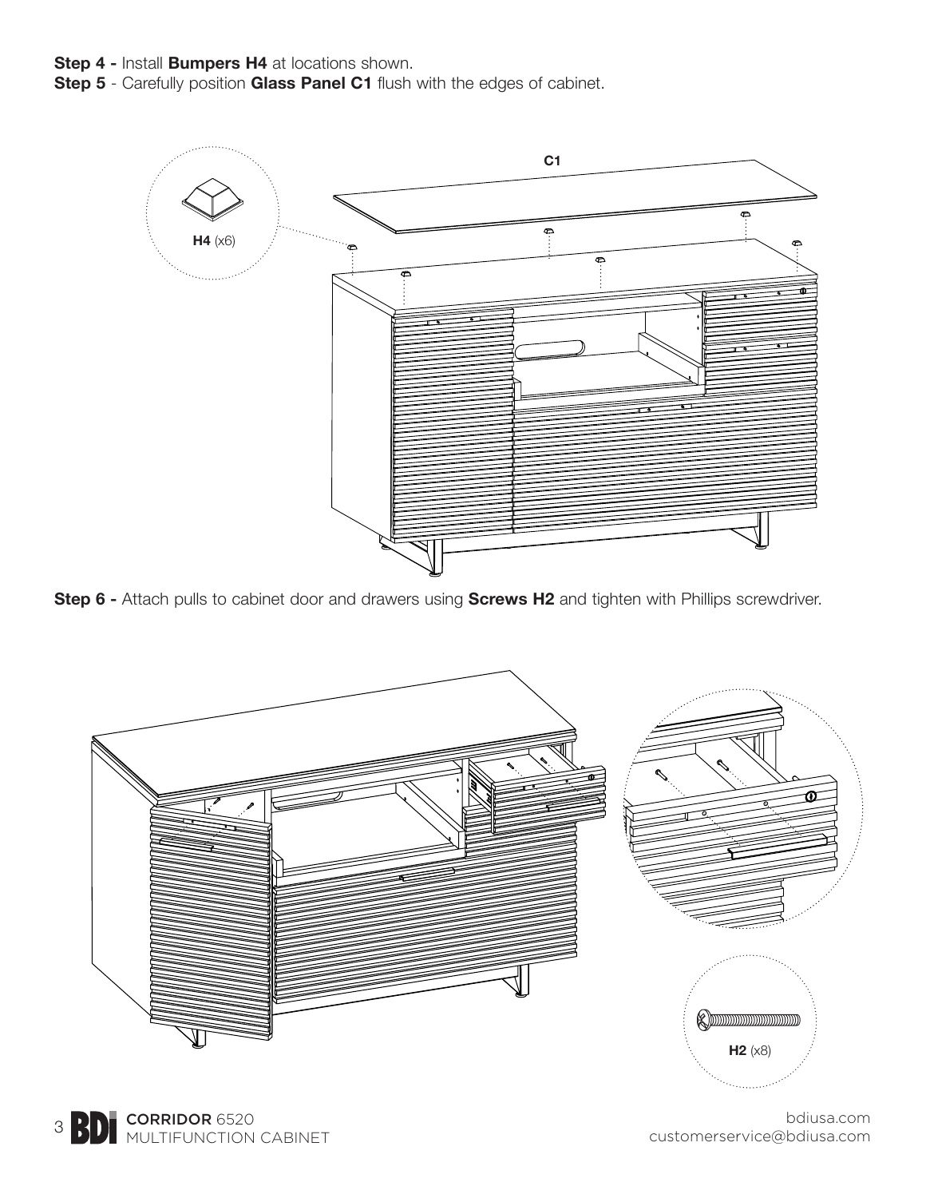**Step 4 -** Install **Bumpers H4** at locations shown.

**Step 5** - Carefully position **Glass Panel C1** flush with the edges of cabinet.

C1

**H4** (x6)

**Step 6 -** Attach pulls to cabinet door and drawers using **Screws H2** and tighten with Phillips screwdriver.

**H2** (x8)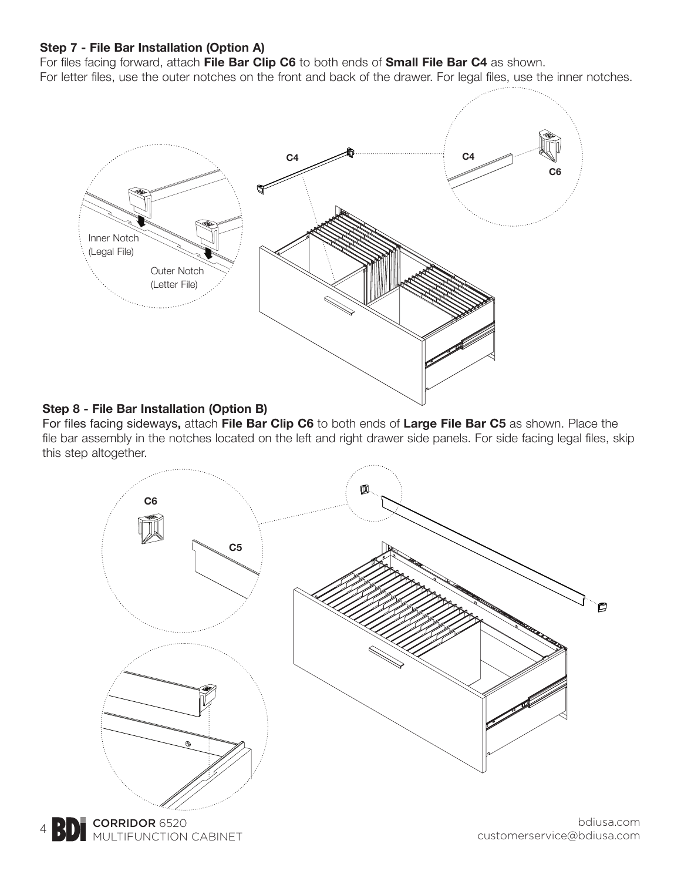**Step 7 - File Bar Installation (Option A)**

For files facing forward, attach **File Bar Clip C6** to both ends of **Small File Bar C4** as shown.
For letter files, use the outer notches on the front and back of the drawer. For legal files, use the inner notches.

C4

C4

C6

Inner Notch
(Legal File)

Outer Notch
(Letter File)

**Step 8 - File Bar Installation (Option B)**

For files facing sideways**,** attach **File Bar Clip C6** to both ends of **Large File Bar C5** as shown. Place the file bar assembly in the notches located on the left and right drawer side panels. For side facing legal files, skip this step altogether.

C6

C5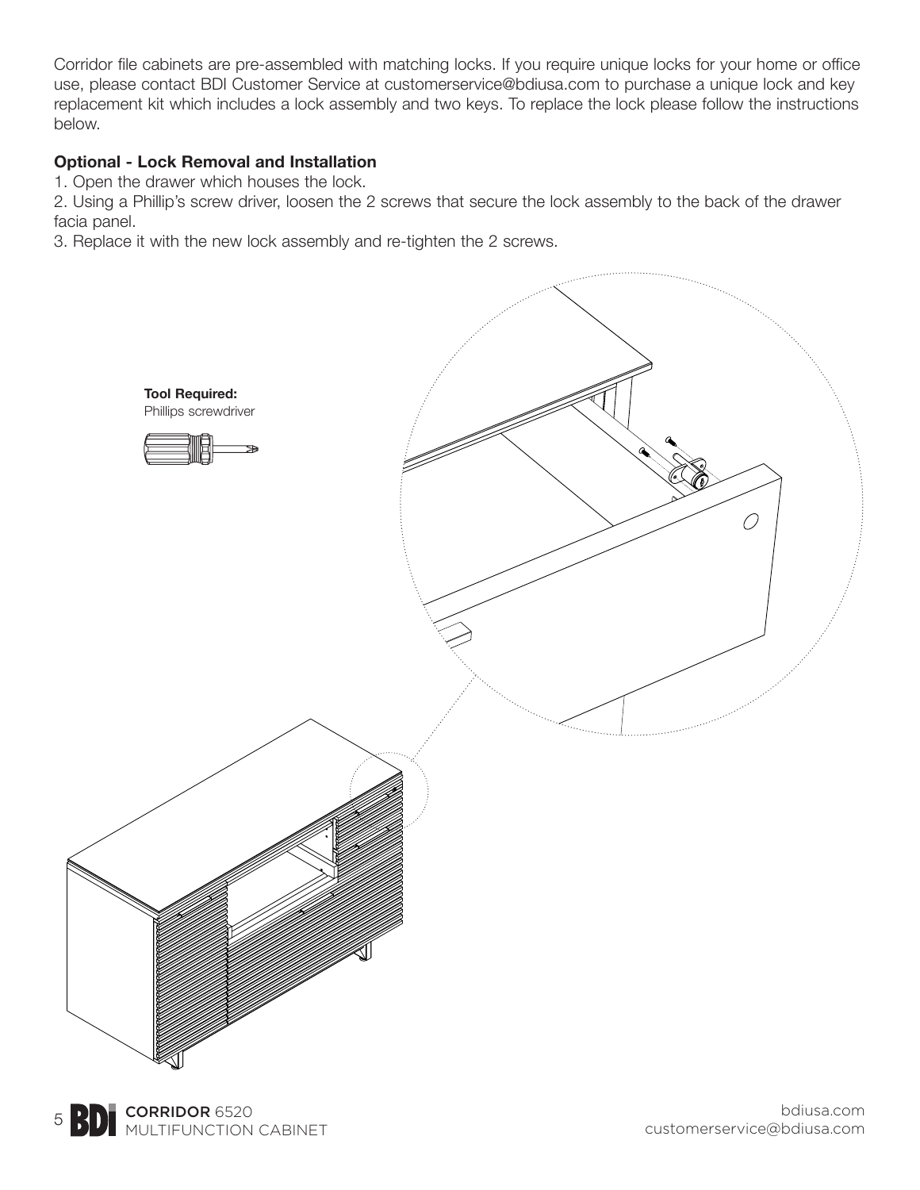Corridor file cabinets are pre-assembled with matching locks. If you require unique locks for your home or office use, please contact BDI Customer Service at customerservice@bdiusa.com to purchase a unique lock and key replacement kit which includes a lock assembly and two keys. To replace the lock please follow the instructions below.

**Optional - Lock Removal and Installation**

1. Open the drawer which houses the lock.
2. Using a Phillip's screw driver, loosen the 2 screws that secure the lock assembly to the back of the drawer facia panel.
3. Replace it with the new lock assembly and re-tighten the 2 screws.

**Tool Required:**
Phillips screwdriver